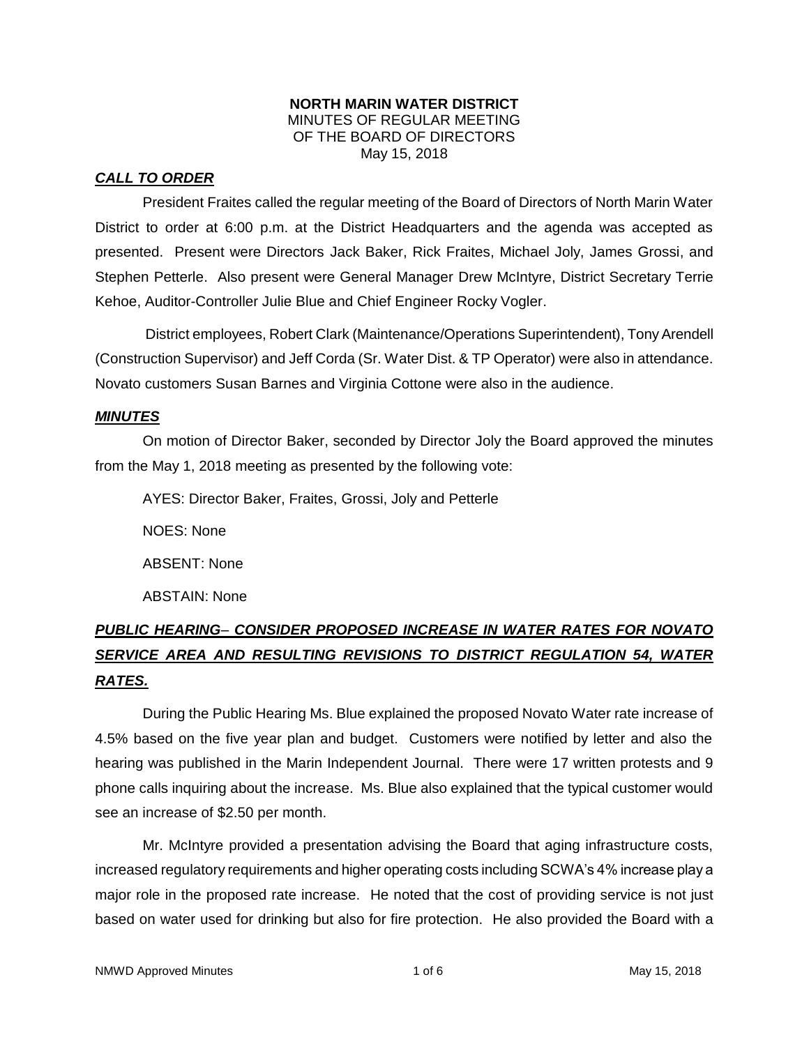**NORTH MARIN WATER DISTRICT**
MINUTES OF REGULAR MEETING
OF THE BOARD OF DIRECTORS
May 15, 2018

***CALL TO ORDER***

President Fraites called the regular meeting of the Board of Directors of North Marin Water District to order at 6:00 p.m. at the District Headquarters and the agenda was accepted as presented. Present were Directors Jack Baker, Rick Fraites, Michael Joly, James Grossi, and Stephen Petterle. Also present were General Manager Drew McIntyre, District Secretary Terrie Kehoe, Auditor-Controller Julie Blue and Chief Engineer Rocky Vogler.

District employees, Robert Clark (Maintenance/Operations Superintendent), Tony Arendell (Construction Supervisor) and Jeff Corda (Sr. Water Dist. & TP Operator) were also in attendance. Novato customers Susan Barnes and Virginia Cottone were also in the audience.

***MINUTES***

On motion of Director Baker, seconded by Director Joly the Board approved the minutes from the May 1, 2018 meeting as presented by the following vote:

AYES: Director Baker, Fraites, Grossi, Joly and Petterle

NOES: None

ABSENT: None

ABSTAIN: None

***PUBLIC HEARING– CONSIDER PROPOSED INCREASE IN WATER RATES FOR NOVATO SERVICE AREA AND RESULTING REVISIONS TO DISTRICT REGULATION 54, WATER RATES.***

During the Public Hearing Ms. Blue explained the proposed Novato Water rate increase of 4.5% based on the five year plan and budget. Customers were notified by letter and also the hearing was published in the Marin Independent Journal. There were 17 written protests and 9 phone calls inquiring about the increase. Ms. Blue also explained that the typical customer would see an increase of $2.50 per month.

Mr. McIntyre provided a presentation advising the Board that aging infrastructure costs, increased regulatory requirements and higher operating costs including SCWA's 4% increase play a major role in the proposed rate increase. He noted that the cost of providing service is not just based on water used for drinking but also for fire protection. He also provided the Board with a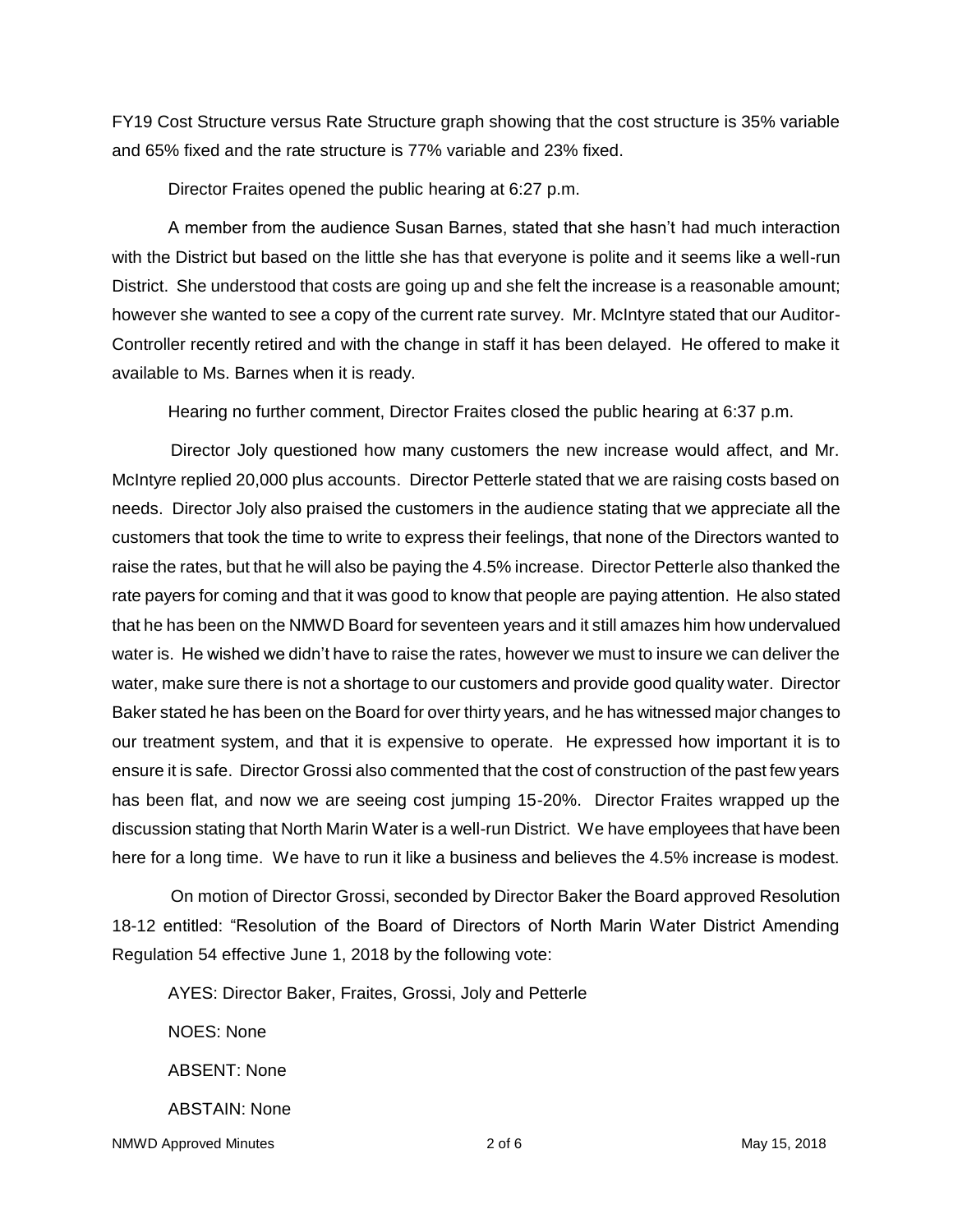FY19 Cost Structure versus Rate Structure graph showing that the cost structure is 35% variable and 65% fixed and the rate structure is 77% variable and 23% fixed.

Director Fraites opened the public hearing at 6:27 p.m.

A member from the audience Susan Barnes, stated that she hasn't had much interaction with the District but based on the little she has that everyone is polite and it seems like a well-run District. She understood that costs are going up and she felt the increase is a reasonable amount; however she wanted to see a copy of the current rate survey. Mr. McIntyre stated that our Auditor-Controller recently retired and with the change in staff it has been delayed. He offered to make it available to Ms. Barnes when it is ready.

Hearing no further comment, Director Fraites closed the public hearing at 6:37 p.m.

Director Joly questioned how many customers the new increase would affect, and Mr. McIntyre replied 20,000 plus accounts. Director Petterle stated that we are raising costs based on needs. Director Joly also praised the customers in the audience stating that we appreciate all the customers that took the time to write to express their feelings, that none of the Directors wanted to raise the rates, but that he will also be paying the 4.5% increase. Director Petterle also thanked the rate payers for coming and that it was good to know that people are paying attention. He also stated that he has been on the NMWD Board for seventeen years and it still amazes him how undervalued water is. He wished we didn't have to raise the rates, however we must to insure we can deliver the water, make sure there is not a shortage to our customers and provide good quality water. Director Baker stated he has been on the Board for over thirty years, and he has witnessed major changes to our treatment system, and that it is expensive to operate. He expressed how important it is to ensure it is safe. Director Grossi also commented that the cost of construction of the past few years has been flat, and now we are seeing cost jumping 15-20%. Director Fraites wrapped up the discussion stating that North Marin Water is a well-run District. We have employees that have been here for a long time. We have to run it like a business and believes the 4.5% increase is modest.

On motion of Director Grossi, seconded by Director Baker the Board approved Resolution 18-12 entitled: "Resolution of the Board of Directors of North Marin Water District Amending Regulation 54 effective June 1, 2018 by the following vote:

AYES: Director Baker, Fraites, Grossi, Joly and Petterle

NOES: None

ABSENT: None

ABSTAIN: None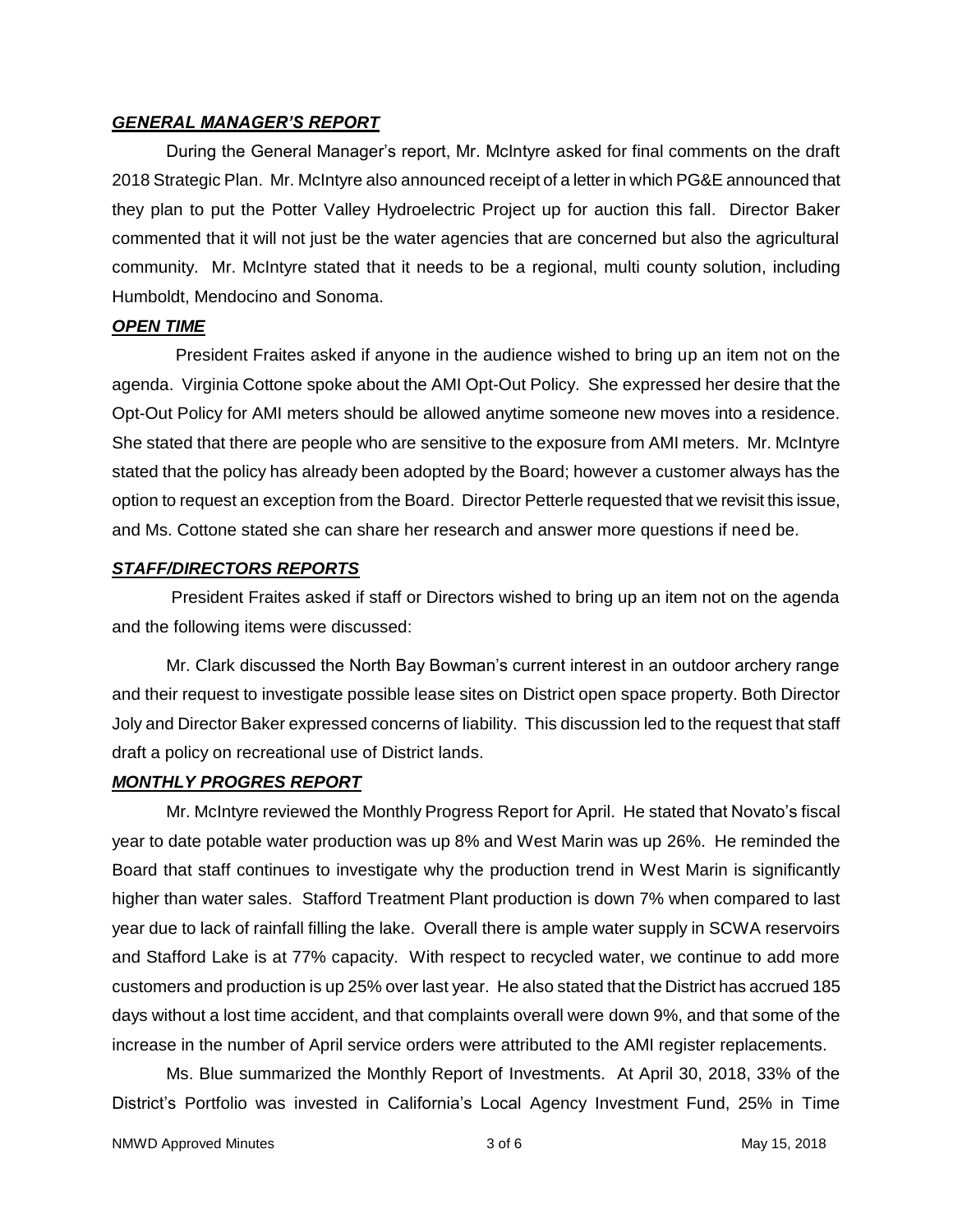***GENERAL MANAGER'S REPORT***

During the General Manager's report, Mr. McIntyre asked for final comments on the draft 2018 Strategic Plan. Mr. McIntyre also announced receipt of a letter in which PG&E announced that they plan to put the Potter Valley Hydroelectric Project up for auction this fall. Director Baker commented that it will not just be the water agencies that are concerned but also the agricultural community. Mr. McIntyre stated that it needs to be a regional, multi county solution, including Humboldt, Mendocino and Sonoma.

***OPEN TIME***

President Fraites asked if anyone in the audience wished to bring up an item not on the agenda. Virginia Cottone spoke about the AMI Opt-Out Policy. She expressed her desire that the Opt-Out Policy for AMI meters should be allowed anytime someone new moves into a residence. She stated that there are people who are sensitive to the exposure from AMI meters. Mr. McIntyre stated that the policy has already been adopted by the Board; however a customer always has the option to request an exception from the Board. Director Petterle requested that we revisit this issue, and Ms. Cottone stated she can share her research and answer more questions if need be.

***STAFF/DIRECTORS REPORTS***

President Fraites asked if staff or Directors wished to bring up an item not on the agenda and the following items were discussed:

Mr. Clark discussed the North Bay Bowman's current interest in an outdoor archery range and their request to investigate possible lease sites on District open space property. Both Director Joly and Director Baker expressed concerns of liability. This discussion led to the request that staff draft a policy on recreational use of District lands.

***MONTHLY PROGRES REPORT***

Mr. McIntyre reviewed the Monthly Progress Report for April. He stated that Novato's fiscal year to date potable water production was up 8% and West Marin was up 26%. He reminded the Board that staff continues to investigate why the production trend in West Marin is significantly higher than water sales. Stafford Treatment Plant production is down 7% when compared to last year due to lack of rainfall filling the lake. Overall there is ample water supply in SCWA reservoirs and Stafford Lake is at 77% capacity. With respect to recycled water, we continue to add more customers and production is up 25% over last year. He also stated that the District has accrued 185 days without a lost time accident, and that complaints overall were down 9%, and that some of the increase in the number of April service orders were attributed to the AMI register replacements.

Ms. Blue summarized the Monthly Report of Investments. At April 30, 2018, 33% of the District's Portfolio was invested in California's Local Agency Investment Fund, 25% in Time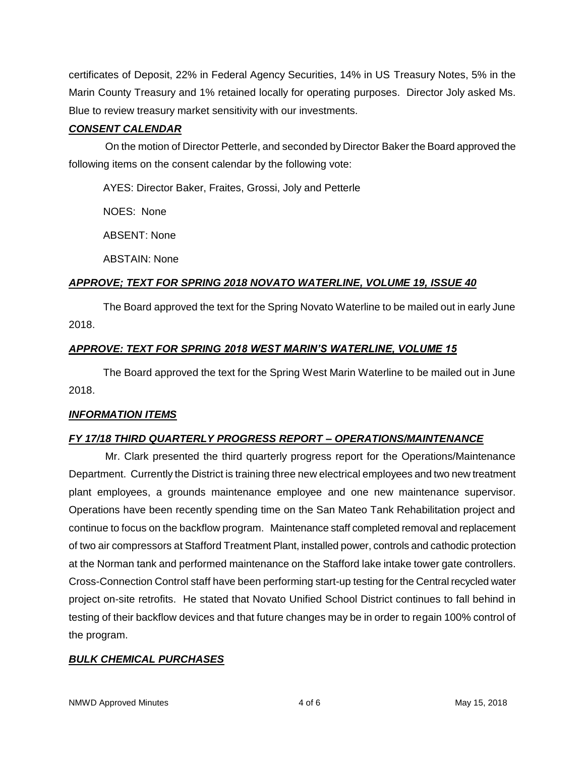certificates of Deposit, 22% in Federal Agency Securities, 14% in US Treasury Notes, 5% in the Marin County Treasury and 1% retained locally for operating purposes. Director Joly asked Ms. Blue to review treasury market sensitivity with our investments.

***CONSENT CALENDAR***

On the motion of Director Petterle, and seconded by Director Baker the Board approved the following items on the consent calendar by the following vote:

AYES: Director Baker, Fraites, Grossi, Joly and Petterle

NOES: None

ABSENT: None

ABSTAIN: None

***APPROVE; TEXT FOR SPRING 2018 NOVATO WATERLINE, VOLUME 19, ISSUE 40***

The Board approved the text for the Spring Novato Waterline to be mailed out in early June 2018.

***APPROVE: TEXT FOR SPRING 2018 WEST MARIN'S WATERLINE, VOLUME 15***

The Board approved the text for the Spring West Marin Waterline to be mailed out in June 2018.

***INFORMATION ITEMS***

***FY 17/18 THIRD QUARTERLY PROGRESS REPORT – OPERATIONS/MAINTENANCE***

Mr. Clark presented the third quarterly progress report for the Operations/Maintenance Department. Currently the District is training three new electrical employees and two new treatment plant employees, a grounds maintenance employee and one new maintenance supervisor. Operations have been recently spending time on the San Mateo Tank Rehabilitation project and continue to focus on the backflow program. Maintenance staff completed removal and replacement of two air compressors at Stafford Treatment Plant, installed power, controls and cathodic protection at the Norman tank and performed maintenance on the Stafford lake intake tower gate controllers. Cross-Connection Control staff have been performing start-up testing for the Central recycled water project on-site retrofits. He stated that Novato Unified School District continues to fall behind in testing of their backflow devices and that future changes may be in order to regain 100% control of the program.

***BULK CHEMICAL PURCHASES***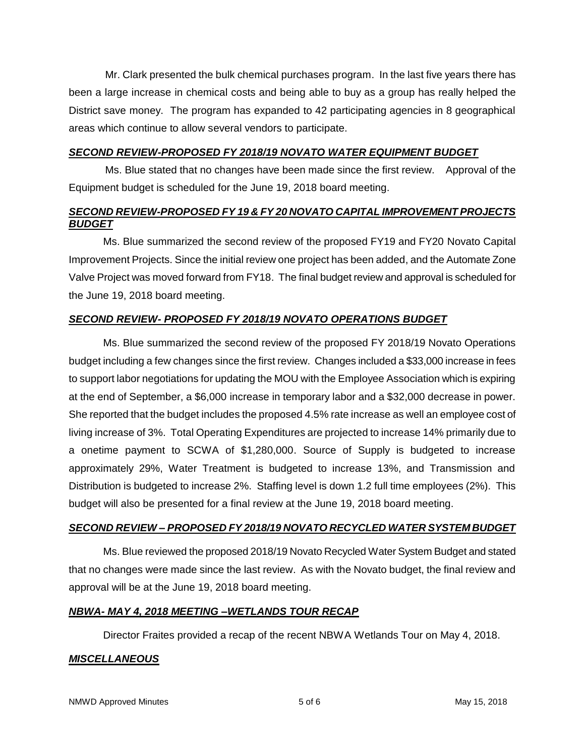Mr. Clark presented the bulk chemical purchases program. In the last five years there has been a large increase in chemical costs and being able to buy as a group has really helped the District save money. The program has expanded to 42 participating agencies in 8 geographical areas which continue to allow several vendors to participate.

***SECOND REVIEW-PROPOSED FY 2018/19 NOVATO WATER EQUIPMENT BUDGET***

Ms. Blue stated that no changes have been made since the first review. Approval of the Equipment budget is scheduled for the June 19, 2018 board meeting.

***SECOND REVIEW-PROPOSED FY 19 & FY 20 NOVATO CAPITAL IMPROVEMENT PROJECTS BUDGET***

Ms. Blue summarized the second review of the proposed FY19 and FY20 Novato Capital Improvement Projects. Since the initial review one project has been added, and the Automate Zone Valve Project was moved forward from FY18. The final budget review and approval is scheduled for the June 19, 2018 board meeting.

***SECOND REVIEW- PROPOSED FY 2018/19 NOVATO OPERATIONS BUDGET***

Ms. Blue summarized the second review of the proposed FY 2018/19 Novato Operations budget including a few changes since the first review. Changes included a $33,000 increase in fees to support labor negotiations for updating the MOU with the Employee Association which is expiring at the end of September, a $6,000 increase in temporary labor and a $32,000 decrease in power. She reported that the budget includes the proposed 4.5% rate increase as well an employee cost of living increase of 3%. Total Operating Expenditures are projected to increase 14% primarily due to a onetime payment to SCWA of $1,280,000. Source of Supply is budgeted to increase approximately 29%, Water Treatment is budgeted to increase 13%, and Transmission and Distribution is budgeted to increase 2%. Staffing level is down 1.2 full time employees (2%). This budget will also be presented for a final review at the June 19, 2018 board meeting.

***SECOND REVIEW – PROPOSED FY 2018/19 NOVATO RECYCLED WATER SYSTEM BUDGET***

Ms. Blue reviewed the proposed 2018/19 Novato Recycled Water System Budget and stated that no changes were made since the last review. As with the Novato budget, the final review and approval will be at the June 19, 2018 board meeting.

***NBWA- MAY 4, 2018 MEETING –WETLANDS TOUR RECAP***

Director Fraites provided a recap of the recent NBWA Wetlands Tour on May 4, 2018.

***MISCELLANEOUS***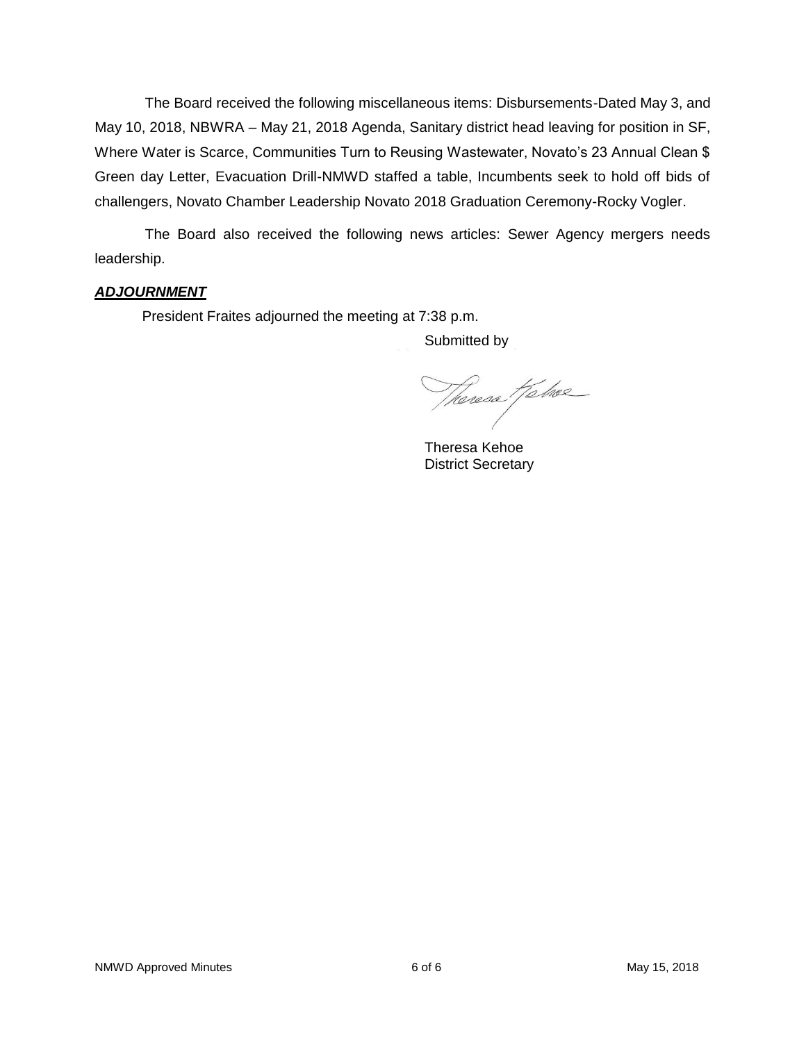The Board received the following miscellaneous items: Disbursements-Dated May 3, and May 10, 2018, NBWRA – May 21, 2018 Agenda, Sanitary district head leaving for position in SF, Where Water is Scarce, Communities Turn to Reusing Wastewater, Novato's 23 Annual Clean $ Green day Letter, Evacuation Drill-NMWD staffed a table, Incumbents seek to hold off bids of challengers, Novato Chamber Leadership Novato 2018 Graduation Ceremony-Rocky Vogler.

The Board also received the following news articles: Sewer Agency mergers needs leadership.

***ADJOURNMENT***

President Fraites adjourned the meeting at 7:38 p.m.

Submitted by

Theresa Kehoe

Theresa Kehoe
District Secretary